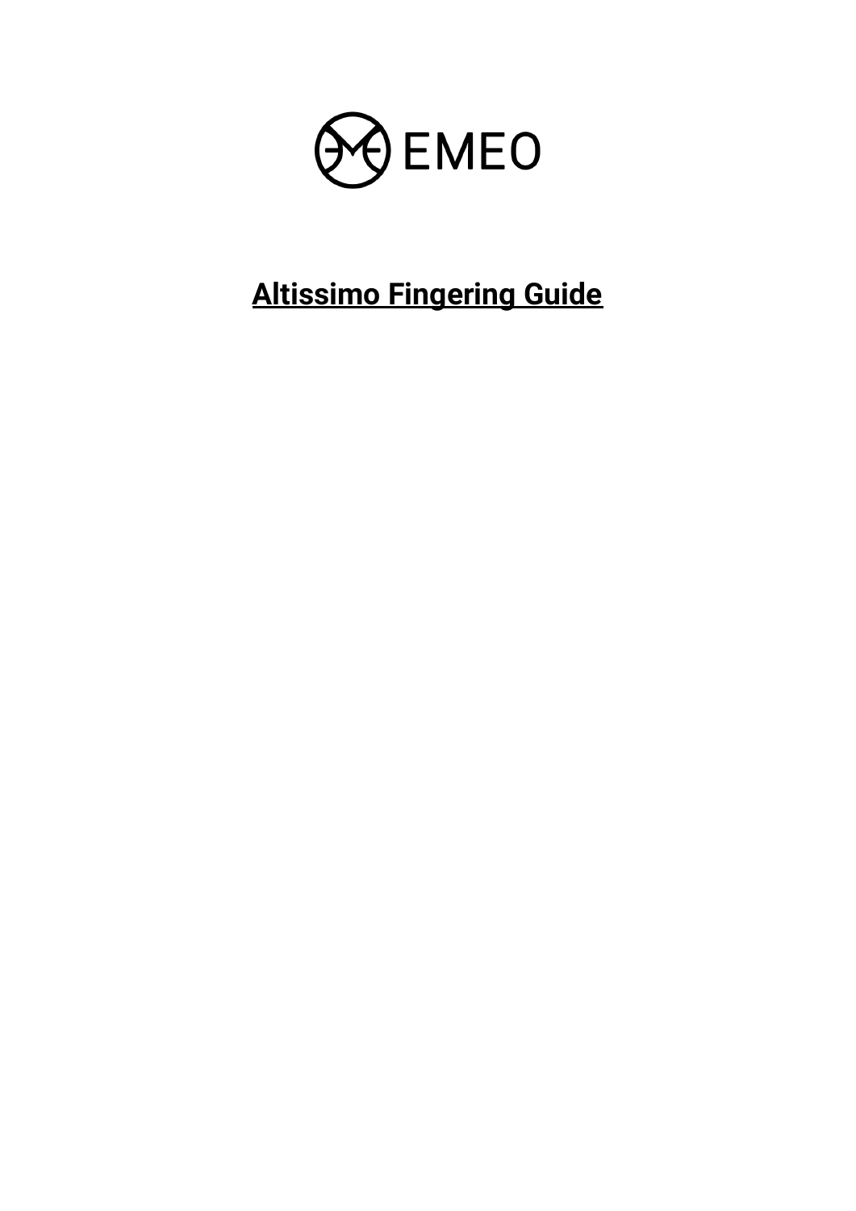EMEO

# Altissimo Fingering Guide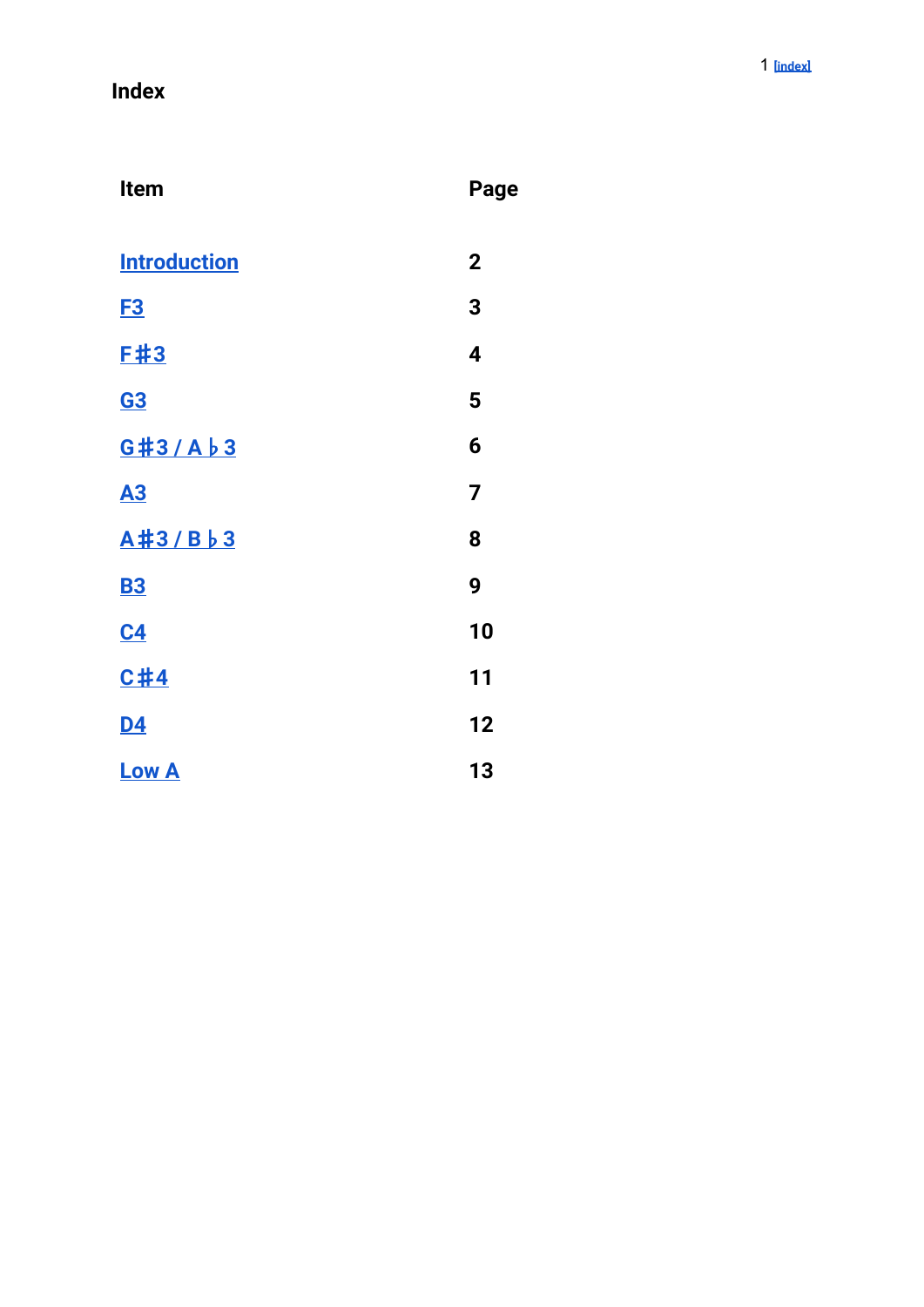# Index

| Item | Page |
| --- | --- |
| Introduction | 2 |
| F3 | 3 |
| F♯3 | 4 |
| G3 | 5 |
| G♯3 / A♭3 | 6 |
| A3 | 7 |
| A♯3 / B♭3 | 8 |
| B3 | 9 |
| C4 | 10 |
| C♯4 | 11 |
| D4 | 12 |
| Low A | 13 |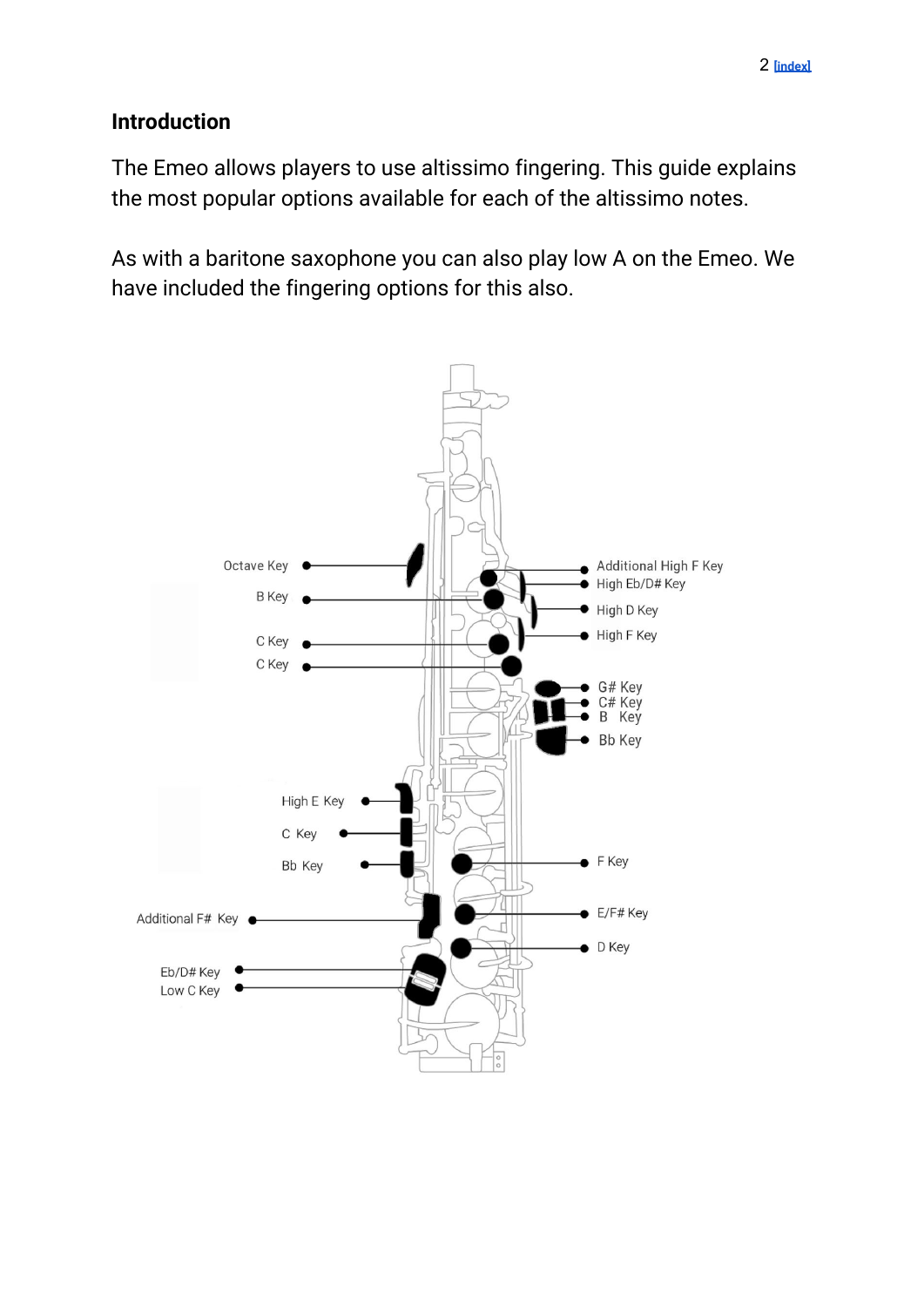## Introduction

The Emeo allows players to use altissimo fingering. This guide explains the most popular options available for each of the altissimo notes.

As with a baritone saxophone you can also play low A on the Emeo. We have included the fingering options for this also.

Octave Key

B Key

C Key

C Key

Additional High F Key

High Eb/D# Key

High D Key

High F Key

G# Key

C# Key

B Key

Bb Key

High E Key

C Key

Bb Key

F Key

Additional F# Key

E/F# Key

D Key

Eb/D# Key

Low C Key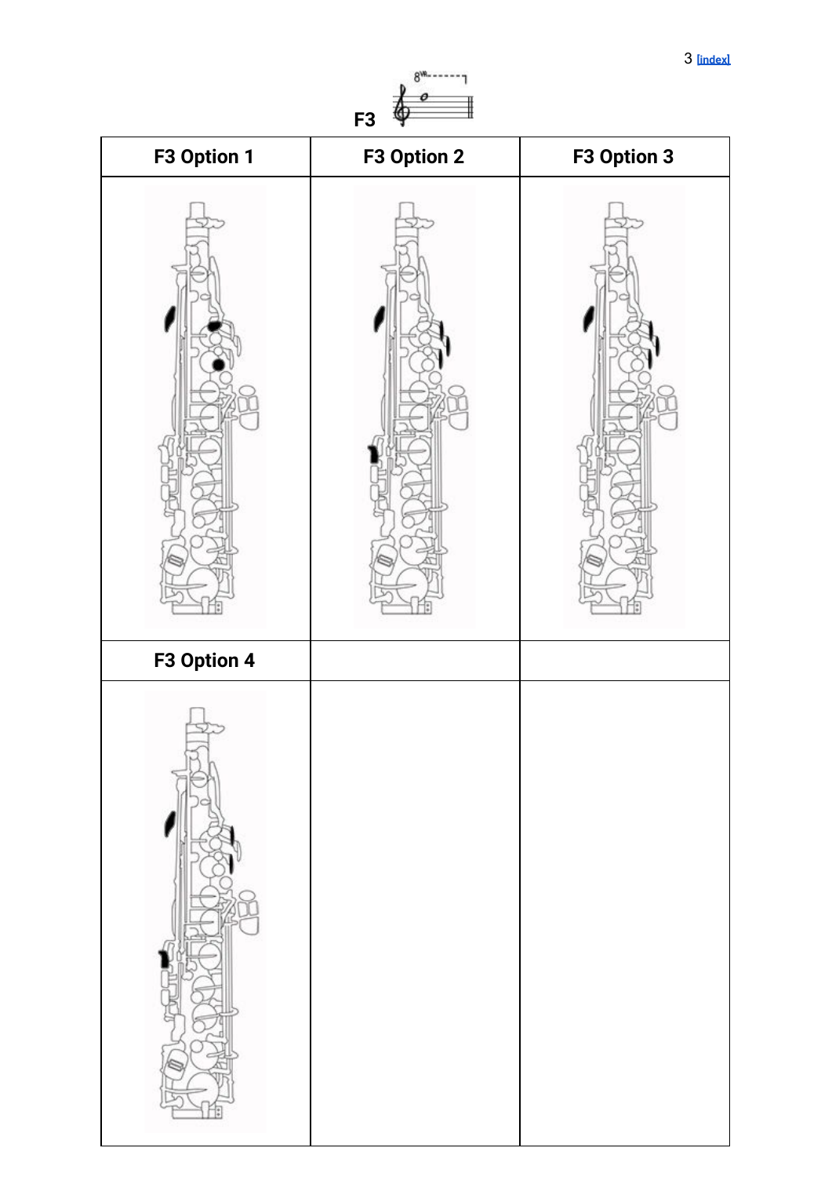F3

| F3 Option 1 | F3 Option 2 | F3 Option 3 |
| --- | --- | --- |
| | | |
| **F3 Option 4** | | |
| | | |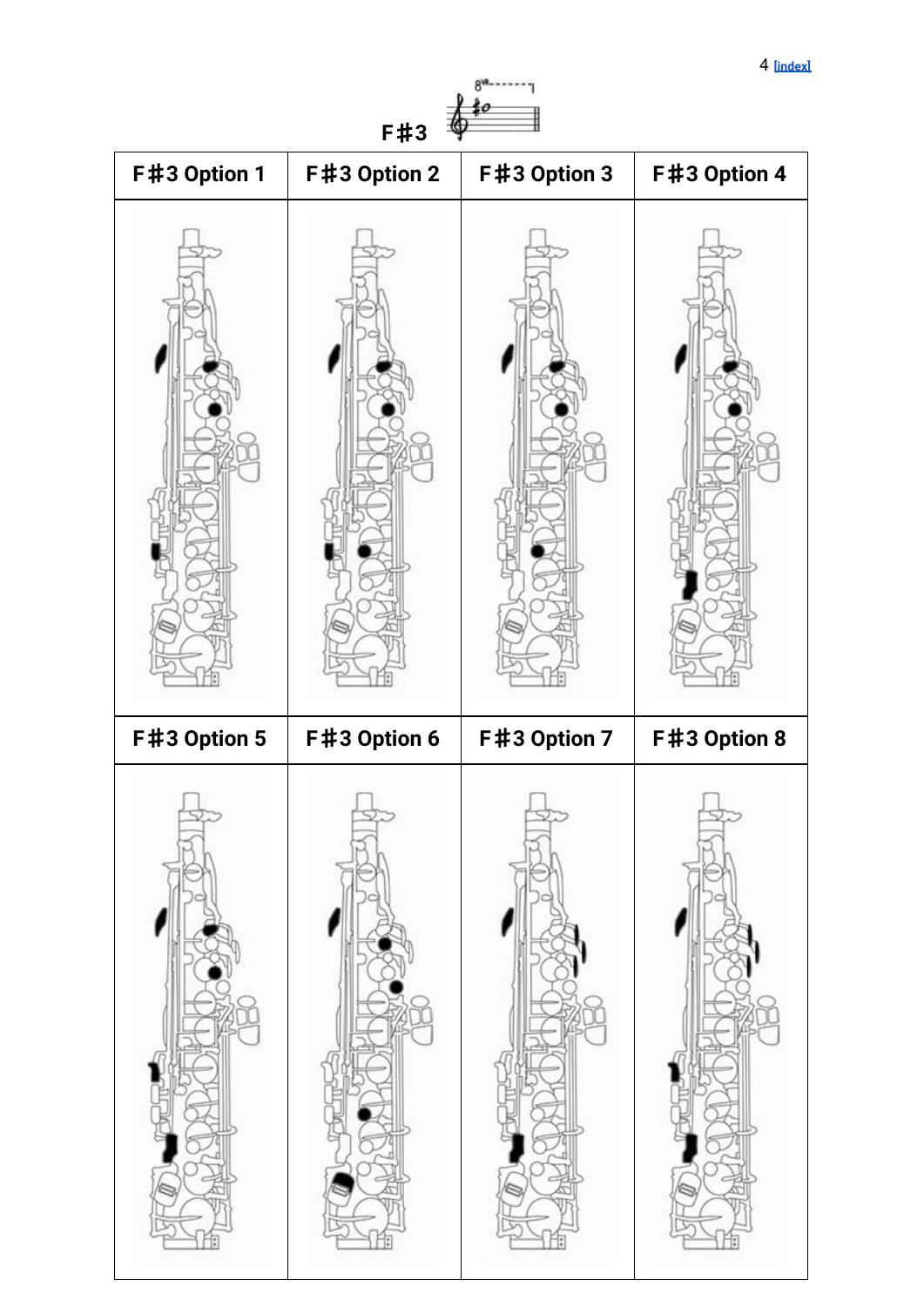[index]

**F♯3**

| F♯3 Option 1 | F♯3 Option 2 | F♯3 Option 3 | F♯3 Option 4 |
|---|---|---|---|
| | | | |
| **F♯3 Option 5** | **F♯3 Option 6** | **F♯3 Option 7** | **F♯3 Option 8** |
| | | | |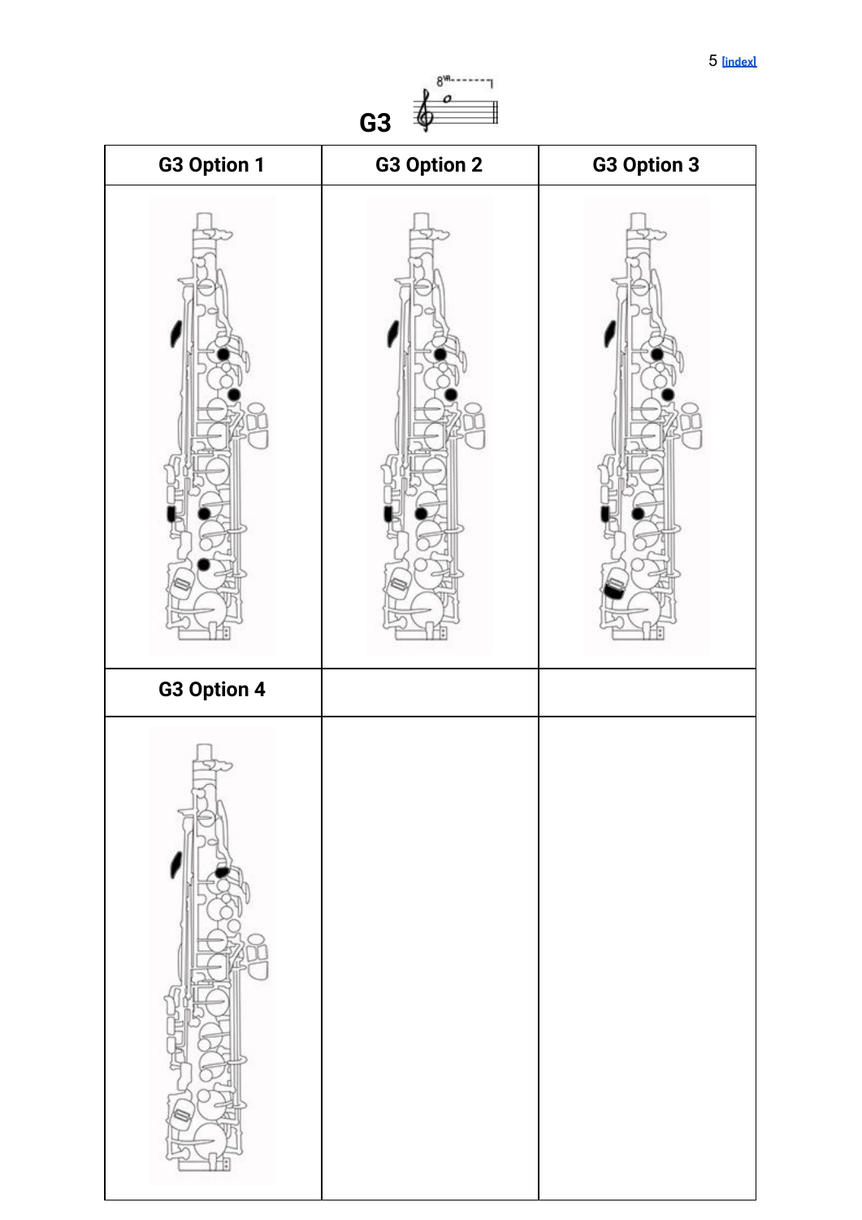## G3

| G3 Option 1 | G3 Option 2 | G3 Option 3 |
| --- | --- | --- |
| | | |
| **G3 Option 4** | | |
| | | |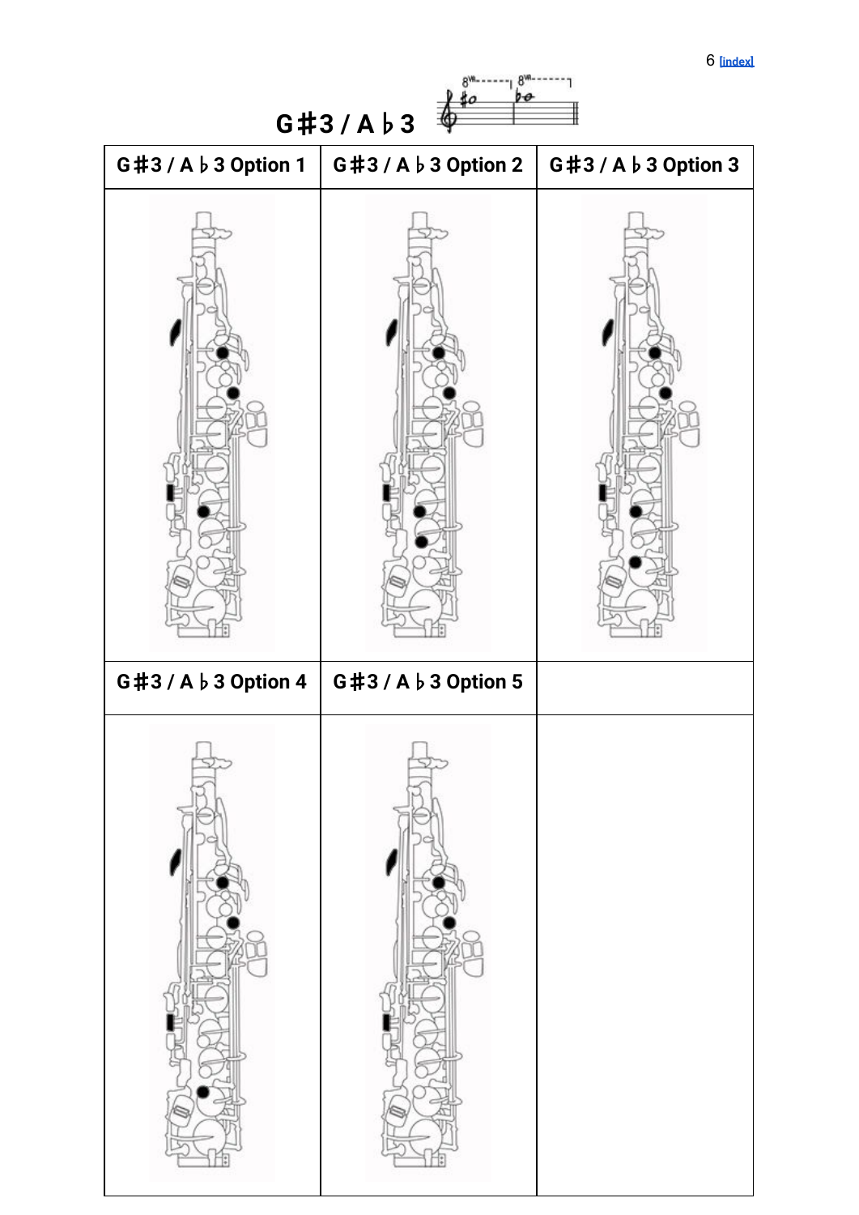# G♯3 / A♭3

| G♯3 / A♭3 Option 1 | G♯3 / A♭3 Option 2 | G♯3 / A♭3 Option 3 |
| --- | --- | --- |
| | | |
| **G♯3 / A♭3 Option 4** | **G♯3 / A♭3 Option 5** | |
| | | |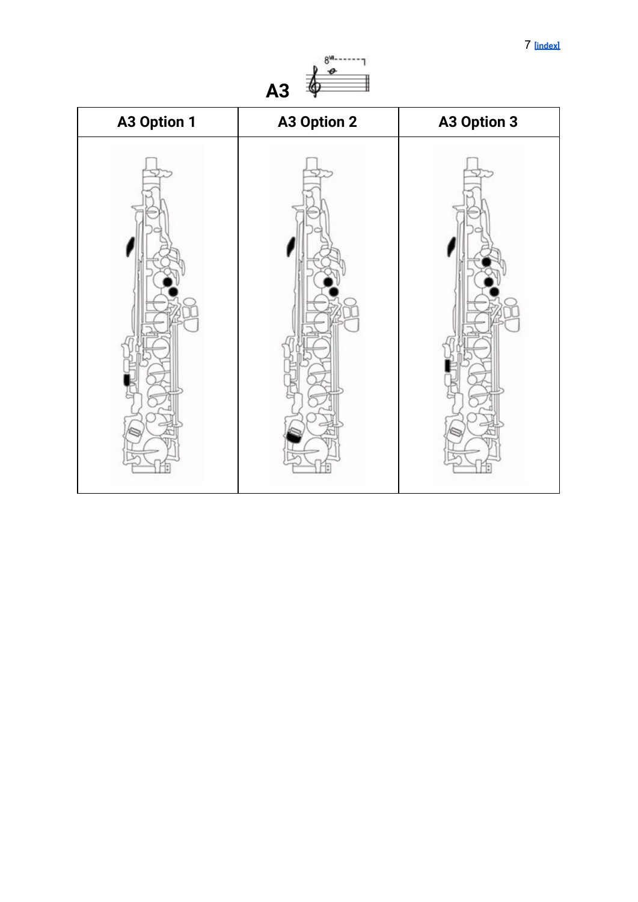## A3

| A3 Option 1 | A3 Option 2 | A3 Option 3 |
| --- | --- | --- |
| | | |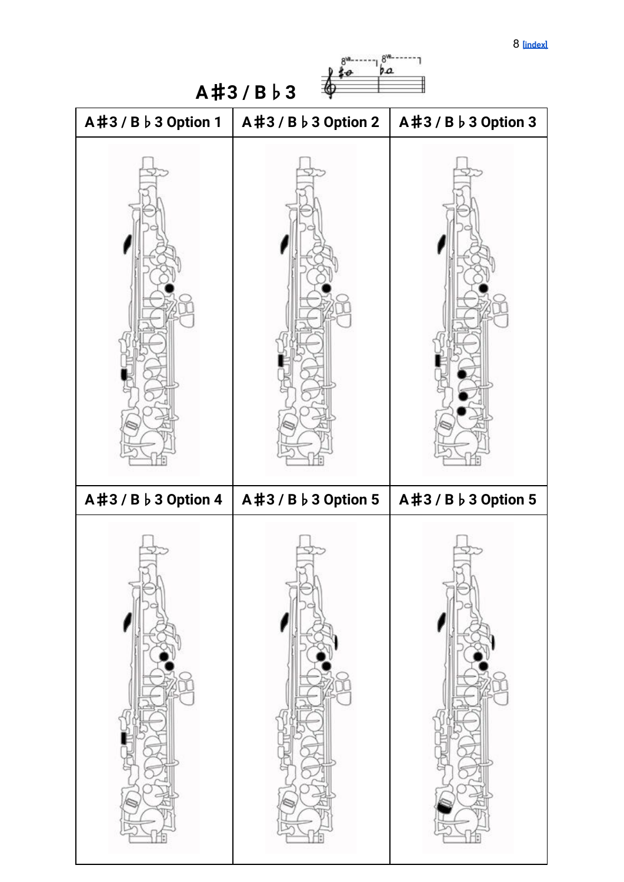[index]

# A♯3 / B♭3

| A♯3 / B♭3 Option 1 | A♯3 / B♭3 Option 2 | A♯3 / B♭3 Option 3 |
| --- | --- | --- |
| | | |
| **A♯3 / B♭3 Option 4** | **A♯3 / B♭3 Option 5** | **A♯3 / B♭3 Option 5** |
| | | |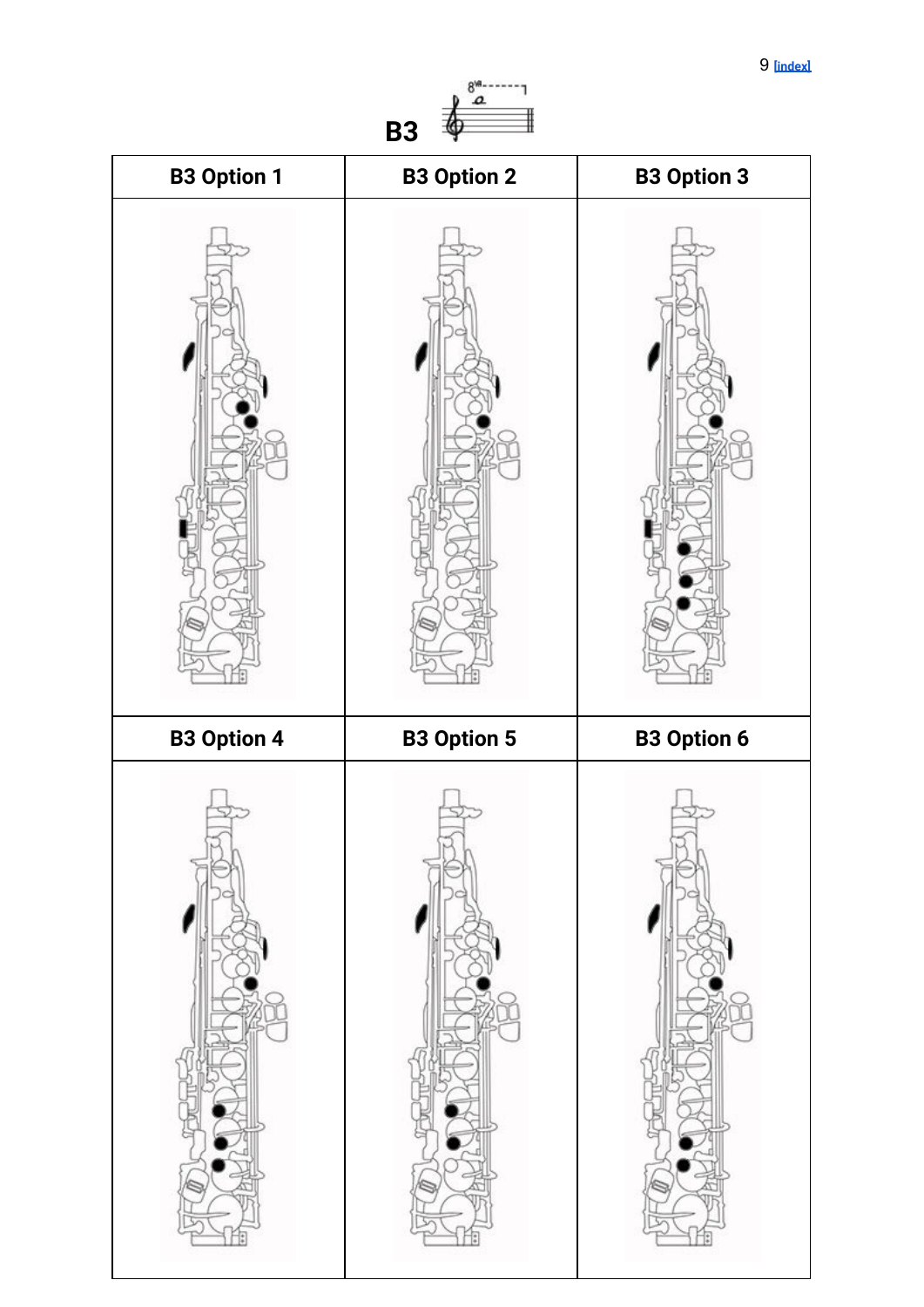# B3

| B3 Option 1 | B3 Option 2 | B3 Option 3 |
| --- | --- | --- |
| | | |
| **B3 Option 4** | **B3 Option 5** | **B3 Option 6** |
| | | |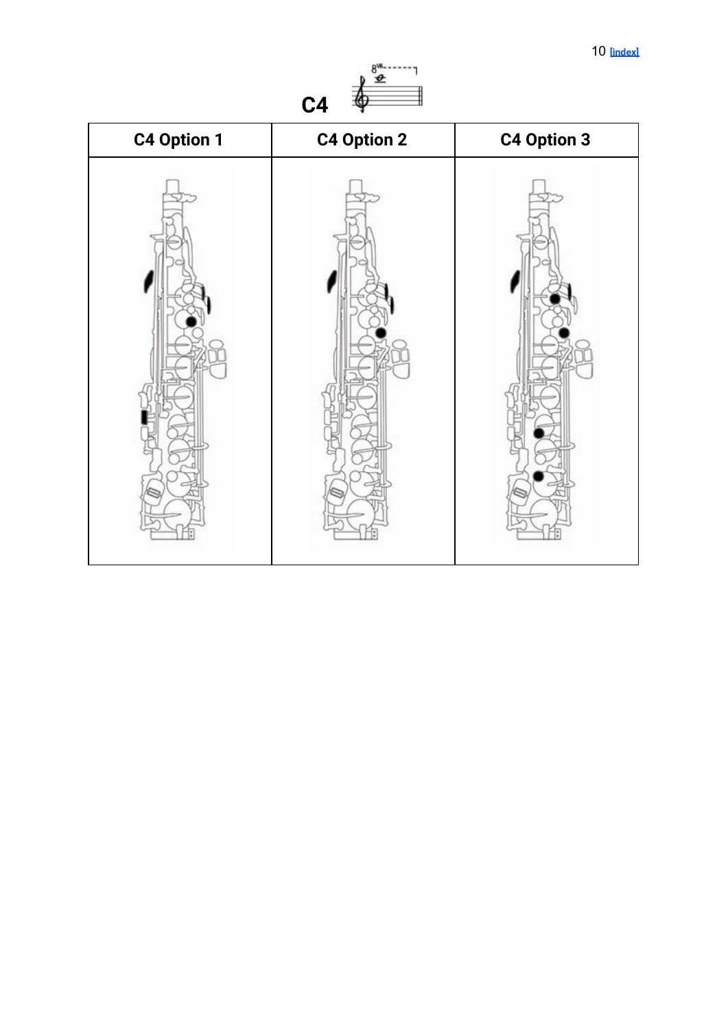# C4

| C4 Option 1 | C4 Option 2 | C4 Option 3 |
| --- | --- | --- |
| | | |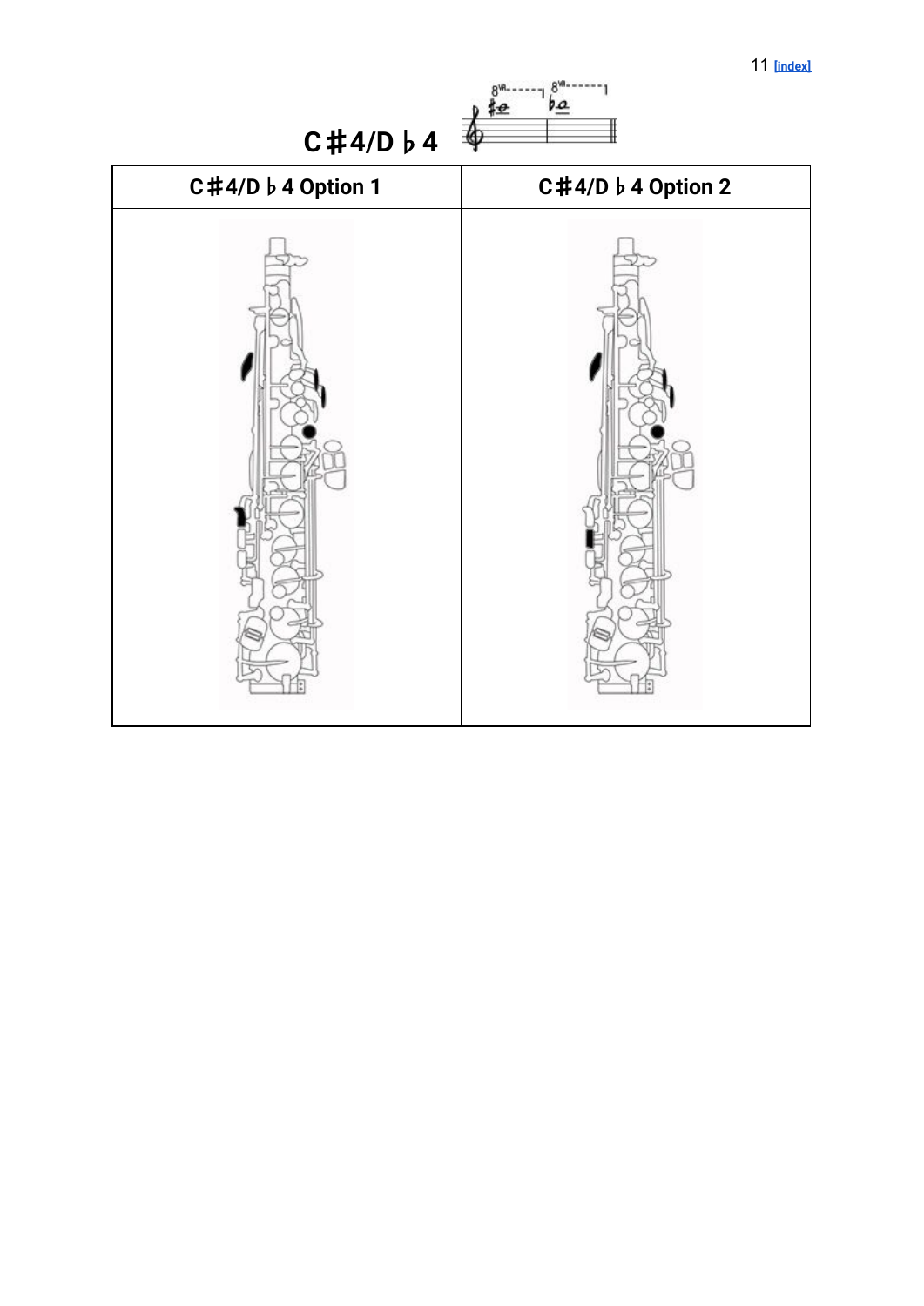# C♯4/D♭4

| C♯4/D♭4 Option 1 | C♯4/D♭4 Option 2 |
|---|---|
| | |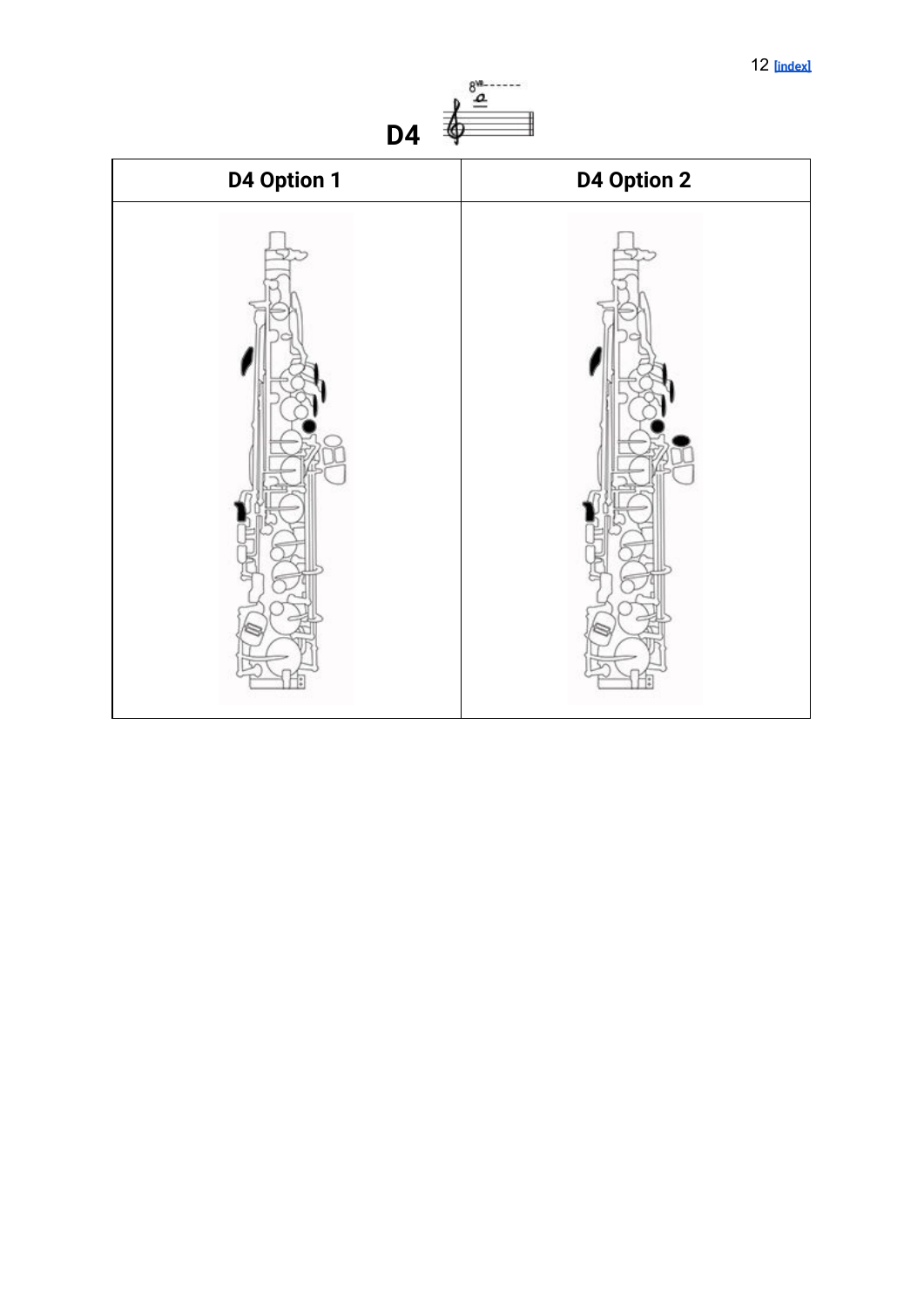[index]

# D4

| D4 Option 1 | D4 Option 2 |
| --- | --- |
| | |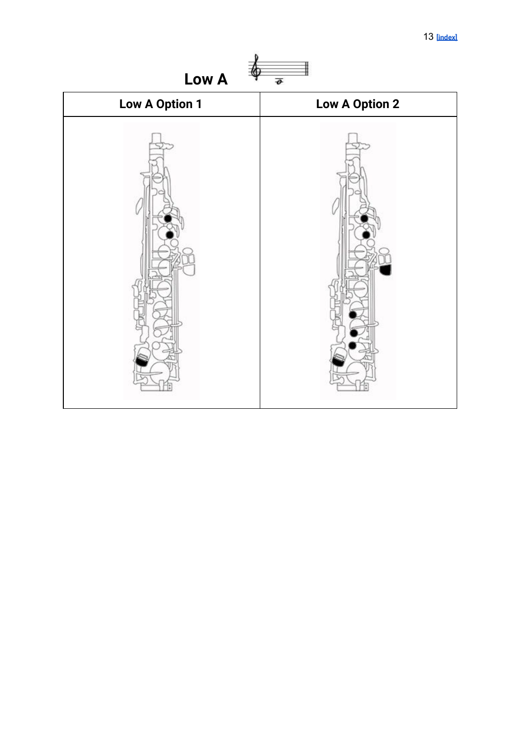# Low A

| Low A Option 1 | Low A Option 2 |
| --- | --- |
| | |